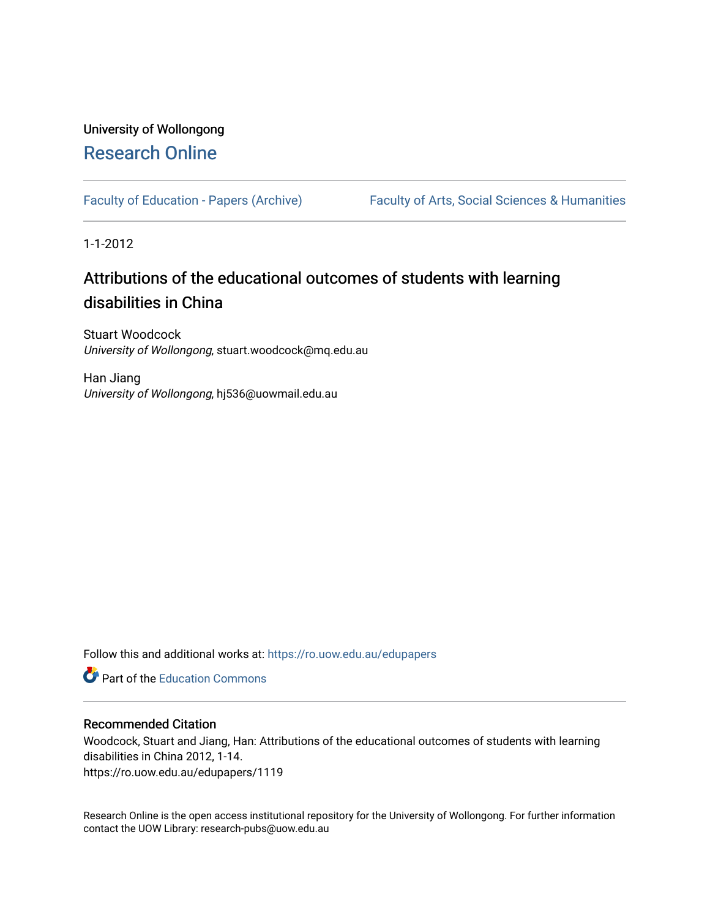University of Wollongong

# Research Online

Faculty of Education - Papers (Archive) | Faculty of Arts, Social Sciences & Humanities

1-1-2012

## Attributions of the educational outcomes of students with learning disabilities in China

Stuart Woodcock
*University of Wollongong*, stuart.woodcock@mq.edu.au

Han Jiang
*University of Wollongong*, hj536@uowmail.edu.au

Follow this and additional works at: https://ro.uow.edu.au/edupapers

Part of the Education Commons

### Recommended Citation

Woodcock, Stuart and Jiang, Han: Attributions of the educational outcomes of students with learning disabilities in China 2012, 1-14.
https://ro.uow.edu.au/edupapers/1119

Research Online is the open access institutional repository for the University of Wollongong. For further information contact the UOW Library: research-pubs@uow.edu.au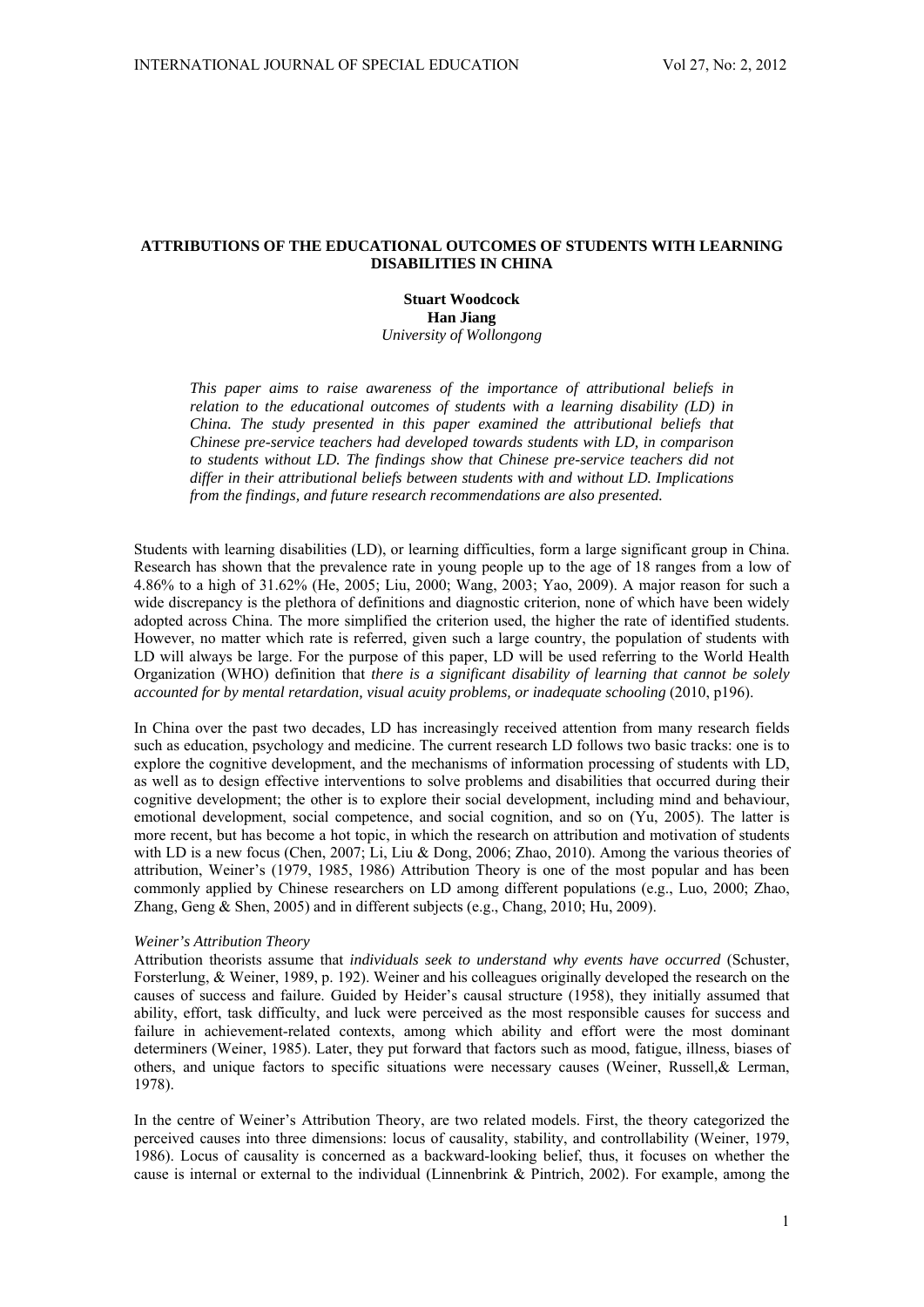## ATTRIBUTIONS OF THE EDUCATIONAL OUTCOMES OF STUDENTS WITH LEARNING DISABILITIES IN CHINA

**Stuart Woodcock**
**Han Jiang**
*University of Wollongong*

*This paper aims to raise awareness of the importance of attributional beliefs in relation to the educational outcomes of students with a learning disability (LD) in China. The study presented in this paper examined the attributional beliefs that Chinese pre-service teachers had developed towards students with LD, in comparison to students without LD. The findings show that Chinese pre-service teachers did not differ in their attributional beliefs between students with and without LD. Implications from the findings, and future research recommendations are also presented.*

Students with learning disabilities (LD), or learning difficulties, form a large significant group in China. Research has shown that the prevalence rate in young people up to the age of 18 ranges from a low of 4.86% to a high of 31.62% (He, 2005; Liu, 2000; Wang, 2003; Yao, 2009). A major reason for such a wide discrepancy is the plethora of definitions and diagnostic criterion, none of which have been widely adopted across China. The more simplified the criterion used, the higher the rate of identified students. However, no matter which rate is referred, given such a large country, the population of students with LD will always be large. For the purpose of this paper, LD will be used referring to the World Health Organization (WHO) definition that *there is a significant disability of learning that cannot be solely accounted for by mental retardation, visual acuity problems, or inadequate schooling* (2010, p196).

In China over the past two decades, LD has increasingly received attention from many research fields such as education, psychology and medicine. The current research LD follows two basic tracks: one is to explore the cognitive development, and the mechanisms of information processing of students with LD, as well as to design effective interventions to solve problems and disabilities that occurred during their cognitive development; the other is to explore their social development, including mind and behaviour, emotional development, social competence, and social cognition, and so on (Yu, 2005). The latter is more recent, but has become a hot topic, in which the research on attribution and motivation of students with LD is a new focus (Chen, 2007; Li, Liu & Dong, 2006; Zhao, 2010). Among the various theories of attribution, Weiner's (1979, 1985, 1986) Attribution Theory is one of the most popular and has been commonly applied by Chinese researchers on LD among different populations (e.g., Luo, 2000; Zhao, Zhang, Geng & Shen, 2005) and in different subjects (e.g., Chang, 2010; Hu, 2009).

*Weiner's Attribution Theory*

Attribution theorists assume that *individuals seek to understand why events have occurred* (Schuster, Forsterlung, & Weiner, 1989, p. 192). Weiner and his colleagues originally developed the research on the causes of success and failure. Guided by Heider's causal structure (1958), they initially assumed that ability, effort, task difficulty, and luck were perceived as the most responsible causes for success and failure in achievement-related contexts, among which ability and effort were the most dominant determiners (Weiner, 1985). Later, they put forward that factors such as mood, fatigue, illness, biases of others, and unique factors to specific situations were necessary causes (Weiner, Russell,& Lerman, 1978).

In the centre of Weiner's Attribution Theory, are two related models. First, the theory categorized the perceived causes into three dimensions: locus of causality, stability, and controllability (Weiner, 1979, 1986). Locus of causality is concerned as a backward-looking belief, thus, it focuses on whether the cause is internal or external to the individual (Linnenbrink & Pintrich, 2002). For example, among the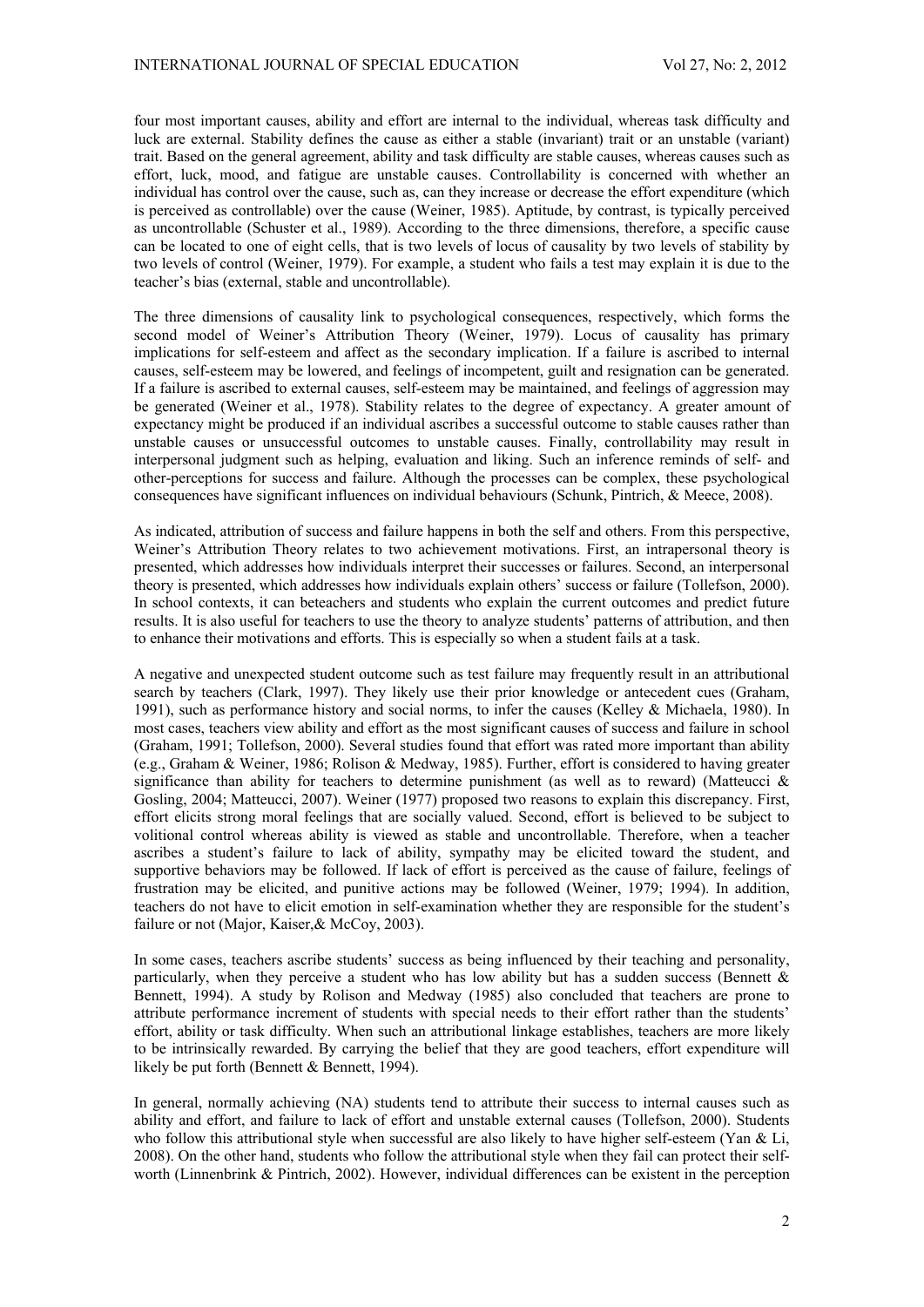four most important causes, ability and effort are internal to the individual, whereas task difficulty and luck are external. Stability defines the cause as either a stable (invariant) trait or an unstable (variant) trait. Based on the general agreement, ability and task difficulty are stable causes, whereas causes such as effort, luck, mood, and fatigue are unstable causes. Controllability is concerned with whether an individual has control over the cause, such as, can they increase or decrease the effort expenditure (which is perceived as controllable) over the cause (Weiner, 1985). Aptitude, by contrast, is typically perceived as uncontrollable (Schuster et al., 1989). According to the three dimensions, therefore, a specific cause can be located to one of eight cells, that is two levels of locus of causality by two levels of stability by two levels of control (Weiner, 1979). For example, a student who fails a test may explain it is due to the teacher's bias (external, stable and uncontrollable).

The three dimensions of causality link to psychological consequences, respectively, which forms the second model of Weiner's Attribution Theory (Weiner, 1979). Locus of causality has primary implications for self-esteem and affect as the secondary implication. If a failure is ascribed to internal causes, self-esteem may be lowered, and feelings of incompetent, guilt and resignation can be generated. If a failure is ascribed to external causes, self-esteem may be maintained, and feelings of aggression may be generated (Weiner et al., 1978). Stability relates to the degree of expectancy. A greater amount of expectancy might be produced if an individual ascribes a successful outcome to stable causes rather than unstable causes or unsuccessful outcomes to unstable causes. Finally, controllability may result in interpersonal judgment such as helping, evaluation and liking. Such an inference reminds of self- and other-perceptions for success and failure. Although the processes can be complex, these psychological consequences have significant influences on individual behaviours (Schunk, Pintrich, & Meece, 2008).

As indicated, attribution of success and failure happens in both the self and others. From this perspective, Weiner's Attribution Theory relates to two achievement motivations. First, an intrapersonal theory is presented, which addresses how individuals interpret their successes or failures. Second, an interpersonal theory is presented, which addresses how individuals explain others' success or failure (Tollefson, 2000). In school contexts, it can beteachers and students who explain the current outcomes and predict future results. It is also useful for teachers to use the theory to analyze students' patterns of attribution, and then to enhance their motivations and efforts. This is especially so when a student fails at a task.

A negative and unexpected student outcome such as test failure may frequently result in an attributional search by teachers (Clark, 1997). They likely use their prior knowledge or antecedent cues (Graham, 1991), such as performance history and social norms, to infer the causes (Kelley & Michaela, 1980). In most cases, teachers view ability and effort as the most significant causes of success and failure in school (Graham, 1991; Tollefson, 2000). Several studies found that effort was rated more important than ability (e.g., Graham & Weiner, 1986; Rolison & Medway, 1985). Further, effort is considered to having greater significance than ability for teachers to determine punishment (as well as to reward) (Matteucci & Gosling, 2004; Matteucci, 2007). Weiner (1977) proposed two reasons to explain this discrepancy. First, effort elicits strong moral feelings that are socially valued. Second, effort is believed to be subject to volitional control whereas ability is viewed as stable and uncontrollable. Therefore, when a teacher ascribes a student's failure to lack of ability, sympathy may be elicited toward the student, and supportive behaviors may be followed. If lack of effort is perceived as the cause of failure, feelings of frustration may be elicited, and punitive actions may be followed (Weiner, 1979; 1994). In addition, teachers do not have to elicit emotion in self-examination whether they are responsible for the student's failure or not (Major, Kaiser,& McCoy, 2003).

In some cases, teachers ascribe students' success as being influenced by their teaching and personality, particularly, when they perceive a student who has low ability but has a sudden success (Bennett & Bennett, 1994). A study by Rolison and Medway (1985) also concluded that teachers are prone to attribute performance increment of students with special needs to their effort rather than the students' effort, ability or task difficulty. When such an attributional linkage establishes, teachers are more likely to be intrinsically rewarded. By carrying the belief that they are good teachers, effort expenditure will likely be put forth (Bennett & Bennett, 1994).

In general, normally achieving (NA) students tend to attribute their success to internal causes such as ability and effort, and failure to lack of effort and unstable external causes (Tollefson, 2000). Students who follow this attributional style when successful are also likely to have higher self-esteem (Yan & Li, 2008). On the other hand, students who follow the attributional style when they fail can protect their self-worth (Linnenbrink & Pintrich, 2002). However, individual differences can be existent in the perception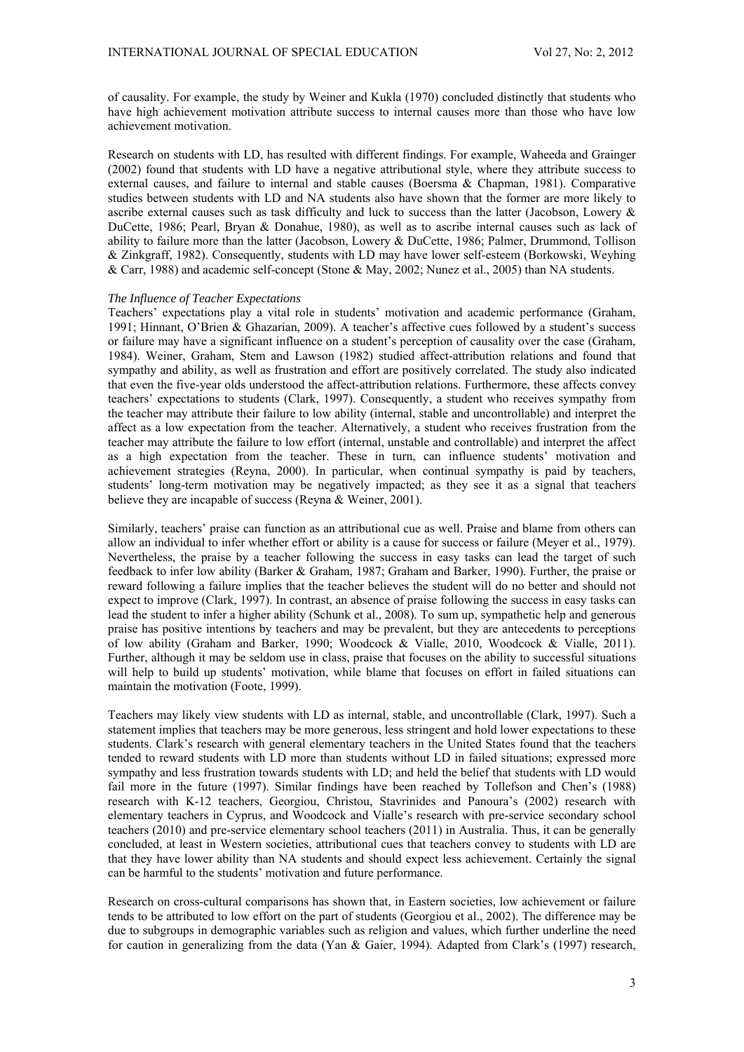of causality. For example, the study by Weiner and Kukla (1970) concluded distinctly that students who have high achievement motivation attribute success to internal causes more than those who have low achievement motivation.

Research on students with LD, has resulted with different findings. For example, Waheeda and Grainger (2002) found that students with LD have a negative attributional style, where they attribute success to external causes, and failure to internal and stable causes (Boersma & Chapman, 1981). Comparative studies between students with LD and NA students also have shown that the former are more likely to ascribe external causes such as task difficulty and luck to success than the latter (Jacobson, Lowery & DuCette, 1986; Pearl, Bryan & Donahue, 1980), as well as to ascribe internal causes such as lack of ability to failure more than the latter (Jacobson, Lowery & DuCette, 1986; Palmer, Drummond, Tollison & Zinkgraff, 1982). Consequently, students with LD may have lower self-esteem (Borkowski, Weyhing & Carr, 1988) and academic self-concept (Stone & May, 2002; Nunez et al., 2005) than NA students.

*The Influence of Teacher Expectations*

Teachers' expectations play a vital role in students' motivation and academic performance (Graham, 1991; Hinnant, O'Brien & Ghazarian, 2009). A teacher's affective cues followed by a student's success or failure may have a significant influence on a student's perception of causality over the case (Graham, 1984). Weiner, Graham, Stem and Lawson (1982) studied affect-attribution relations and found that sympathy and ability, as well as frustration and effort are positively correlated. The study also indicated that even the five-year olds understood the affect-attribution relations. Furthermore, these affects convey teachers' expectations to students (Clark, 1997). Consequently, a student who receives sympathy from the teacher may attribute their failure to low ability (internal, stable and uncontrollable) and interpret the affect as a low expectation from the teacher. Alternatively, a student who receives frustration from the teacher may attribute the failure to low effort (internal, unstable and controllable) and interpret the affect as a high expectation from the teacher. These in turn, can influence students' motivation and achievement strategies (Reyna, 2000). In particular, when continual sympathy is paid by teachers, students' long-term motivation may be negatively impacted; as they see it as a signal that teachers believe they are incapable of success (Reyna & Weiner, 2001).

Similarly, teachers' praise can function as an attributional cue as well. Praise and blame from others can allow an individual to infer whether effort or ability is a cause for success or failure (Meyer et al., 1979). Nevertheless, the praise by a teacher following the success in easy tasks can lead the target of such feedback to infer low ability (Barker & Graham, 1987; Graham and Barker, 1990). Further, the praise or reward following a failure implies that the teacher believes the student will do no better and should not expect to improve (Clark, 1997). In contrast, an absence of praise following the success in easy tasks can lead the student to infer a higher ability (Schunk et al., 2008). To sum up, sympathetic help and generous praise has positive intentions by teachers and may be prevalent, but they are antecedents to perceptions of low ability (Graham and Barker, 1990; Woodcock & Vialle, 2010, Woodcock & Vialle, 2011). Further, although it may be seldom use in class, praise that focuses on the ability to successful situations will help to build up students' motivation, while blame that focuses on effort in failed situations can maintain the motivation (Foote, 1999).

Teachers may likely view students with LD as internal, stable, and uncontrollable (Clark, 1997). Such a statement implies that teachers may be more generous, less stringent and hold lower expectations to these students. Clark's research with general elementary teachers in the United States found that the teachers tended to reward students with LD more than students without LD in failed situations; expressed more sympathy and less frustration towards students with LD; and held the belief that students with LD would fail more in the future (1997). Similar findings have been reached by Tollefson and Chen's (1988) research with K-12 teachers, Georgiou, Christou, Stavrinides and Panoura's (2002) research with elementary teachers in Cyprus, and Woodcock and Vialle's research with pre-service secondary school teachers (2010) and pre-service elementary school teachers (2011) in Australia. Thus, it can be generally concluded, at least in Western societies, attributional cues that teachers convey to students with LD are that they have lower ability than NA students and should expect less achievement. Certainly the signal can be harmful to the students' motivation and future performance.

Research on cross-cultural comparisons has shown that, in Eastern societies, low achievement or failure tends to be attributed to low effort on the part of students (Georgiou et al., 2002). The difference may be due to subgroups in demographic variables such as religion and values, which further underline the need for caution in generalizing from the data (Yan & Gaier, 1994). Adapted from Clark's (1997) research,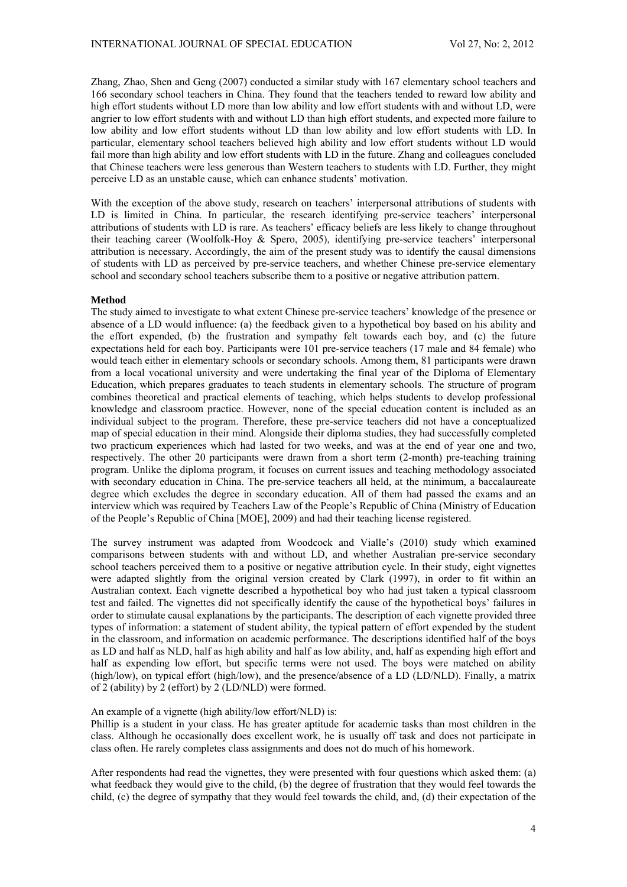Zhang, Zhao, Shen and Geng (2007) conducted a similar study with 167 elementary school teachers and 166 secondary school teachers in China. They found that the teachers tended to reward low ability and high effort students without LD more than low ability and low effort students with and without LD, were angrier to low effort students with and without LD than high effort students, and expected more failure to low ability and low effort students without LD than low ability and low effort students with LD. In particular, elementary school teachers believed high ability and low effort students without LD would fail more than high ability and low effort students with LD in the future. Zhang and colleagues concluded that Chinese teachers were less generous than Western teachers to students with LD. Further, they might perceive LD as an unstable cause, which can enhance students' motivation.

With the exception of the above study, research on teachers' interpersonal attributions of students with LD is limited in China. In particular, the research identifying pre-service teachers' interpersonal attributions of students with LD is rare. As teachers' efficacy beliefs are less likely to change throughout their teaching career (Woolfolk-Hoy & Spero, 2005), identifying pre-service teachers' interpersonal attribution is necessary. Accordingly, the aim of the present study was to identify the causal dimensions of students with LD as perceived by pre-service teachers, and whether Chinese pre-service elementary school and secondary school teachers subscribe them to a positive or negative attribution pattern.

## Method

The study aimed to investigate to what extent Chinese pre-service teachers' knowledge of the presence or absence of a LD would influence: (a) the feedback given to a hypothetical boy based on his ability and the effort expended, (b) the frustration and sympathy felt towards each boy, and (c) the future expectations held for each boy. Participants were 101 pre-service teachers (17 male and 84 female) who would teach either in elementary schools or secondary schools. Among them, 81 participants were drawn from a local vocational university and were undertaking the final year of the Diploma of Elementary Education, which prepares graduates to teach students in elementary schools. The structure of program combines theoretical and practical elements of teaching, which helps students to develop professional knowledge and classroom practice. However, none of the special education content is included as an individual subject to the program. Therefore, these pre-service teachers did not have a conceptualized map of special education in their mind. Alongside their diploma studies, they had successfully completed two practicum experiences which had lasted for two weeks, and was at the end of year one and two, respectively. The other 20 participants were drawn from a short term (2-month) pre-teaching training program. Unlike the diploma program, it focuses on current issues and teaching methodology associated with secondary education in China. The pre-service teachers all held, at the minimum, a baccalaureate degree which excludes the degree in secondary education. All of them had passed the exams and an interview which was required by Teachers Law of the People's Republic of China (Ministry of Education of the People's Republic of China [MOE], 2009) and had their teaching license registered.

The survey instrument was adapted from Woodcock and Vialle's (2010) study which examined comparisons between students with and without LD, and whether Australian pre-service secondary school teachers perceived them to a positive or negative attribution cycle. In their study, eight vignettes were adapted slightly from the original version created by Clark (1997), in order to fit within an Australian context. Each vignette described a hypothetical boy who had just taken a typical classroom test and failed. The vignettes did not specifically identify the cause of the hypothetical boys' failures in order to stimulate causal explanations by the participants. The description of each vignette provided three types of information: a statement of student ability, the typical pattern of effort expended by the student in the classroom, and information on academic performance. The descriptions identified half of the boys as LD and half as NLD, half as high ability and half as low ability, and, half as expending high effort and half as expending low effort, but specific terms were not used. The boys were matched on ability (high/low), on typical effort (high/low), and the presence/absence of a LD (LD/NLD). Finally, a matrix of 2 (ability) by 2 (effort) by 2 (LD/NLD) were formed.

An example of a vignette (high ability/low effort/NLD) is:
Phillip is a student in your class. He has greater aptitude for academic tasks than most children in the class. Although he occasionally does excellent work, he is usually off task and does not participate in class often. He rarely completes class assignments and does not do much of his homework.

After respondents had read the vignettes, they were presented with four questions which asked them: (a) what feedback they would give to the child, (b) the degree of frustration that they would feel towards the child, (c) the degree of sympathy that they would feel towards the child, and, (d) their expectation of the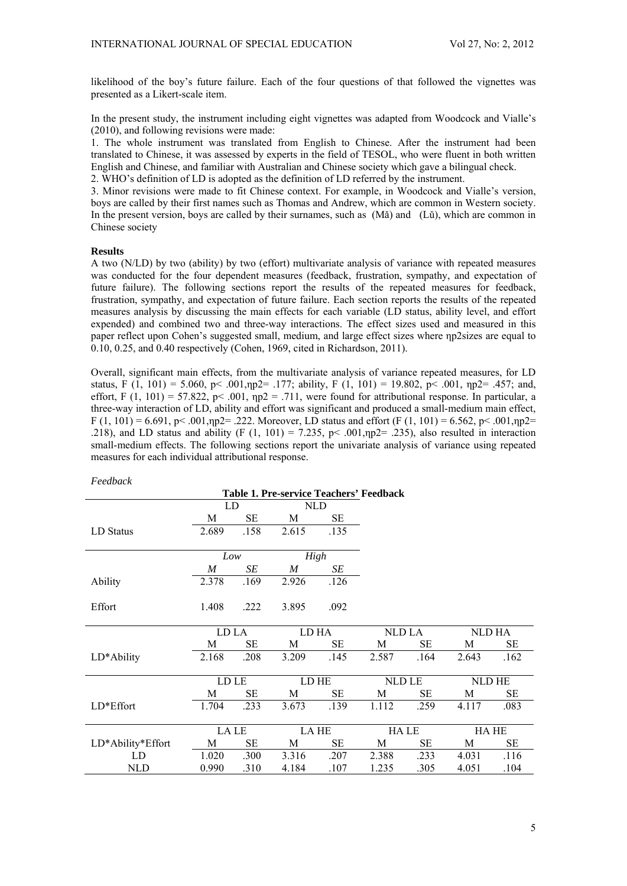likelihood of the boy's future failure. Each of the four questions of that followed the vignettes was presented as a Likert-scale item.

In the present study, the instrument including eight vignettes was adapted from Woodcock and Vialle's (2010), and following revisions were made:

1. The whole instrument was translated from English to Chinese. After the instrument had been translated to Chinese, it was assessed by experts in the field of TESOL, who were fluent in both written English and Chinese, and familiar with Australian and Chinese society which gave a bilingual check.
2. WHO's definition of LD is adopted as the definition of LD referred by the instrument.
3. Minor revisions were made to fit Chinese context. For example, in Woodcock and Vialle's version, boys are called by their first names such as Thomas and Andrew, which are common in Western society. In the present version, boys are called by their surnames, such as (Mǎ) and (Lǔ), which are common in Chinese society

**Results**

A two (N/LD) by two (ability) by two (effort) multivariate analysis of variance with repeated measures was conducted for the four dependent measures (feedback, frustration, sympathy, and expectation of future failure). The following sections report the results of the repeated measures for feedback, frustration, sympathy, and expectation of future failure. Each section reports the results of the repeated measures analysis by discussing the main effects for each variable (LD status, ability level, and effort expended) and combined two and three-way interactions. The effect sizes used and measured in this paper reflect upon Cohen's suggested small, medium, and large effect sizes where ηp2sizes are equal to 0.10, 0.25, and 0.40 respectively (Cohen, 1969, cited in Richardson, 2011).

Overall, significant main effects, from the multivariate analysis of variance repeated measures, for LD status, $F (1, 101) = 5.060$, $p< .001$, $\eta p2= .177$; ability, $F (1, 101) = 19.802$, $p< .001$, $\eta p2= .457$; and, effort, $F (1, 101) = 57.822$, $p< .001$, $\eta p2 = .711$, were found for attributional response. In particular, a three-way interaction of LD, ability and effort was significant and produced a small-medium main effect, $F (1, 101) = 6.691$, $p< .001$, $\eta p2= .222$. Moreover, LD status and effort ($F (1, 101) = 6.562$, $p< .001$, $\eta p2= .218$), and LD status and ability ($F (1, 101) = 7.235$, $p< .001$, $\eta p2= .235$), also resulted in interaction small-medium effects. The following sections report the univariate analysis of variance using repeated measures for each individual attributional response.

*Feedback*

**Table 1. Pre-service Teachers' Feedback**

| | LD | | NLD | | | | | |
|---|---|---|---|---|---|---|---|---|
| | M | SE | M | SE | | | | |
| LD Status | 2.689 | .158 | 2.615 | .135 | | | | |
| | *Low* | | *High* | | | | | |
| | *M* | *SE* | *M* | *SE* | | | | |
| Ability | 2.378 | .169 | 2.926 | .126 | | | | |
| Effort | 1.408 | .222 | 3.895 | .092 | | | | |
| | LD LA | | LD HA | | NLD LA | | NLD HA | |
| | M | SE | M | SE | M | SE | M | SE |
| LD*Ability | 2.168 | .208 | 3.209 | .145 | 2.587 | .164 | 2.643 | .162 |
| | LD LE | | LD HE | | NLD LE | | NLD HE | |
| | M | SE | M | SE | M | SE | M | SE |
| LD*Effort | 1.704 | .233 | 3.673 | .139 | 1.112 | .259 | 4.117 | .083 |
| | LA LE | | LA HE | | HA LE | | HA HE | |
| LD*Ability*Effort | M | SE | M | SE | M | SE | M | SE |
| LD | 1.020 | .300 | 3.316 | .207 | 2.388 | .233 | 4.031 | .116 |
| NLD | 0.990 | .310 | 4.184 | .107 | 1.235 | .305 | 4.051 | .104 |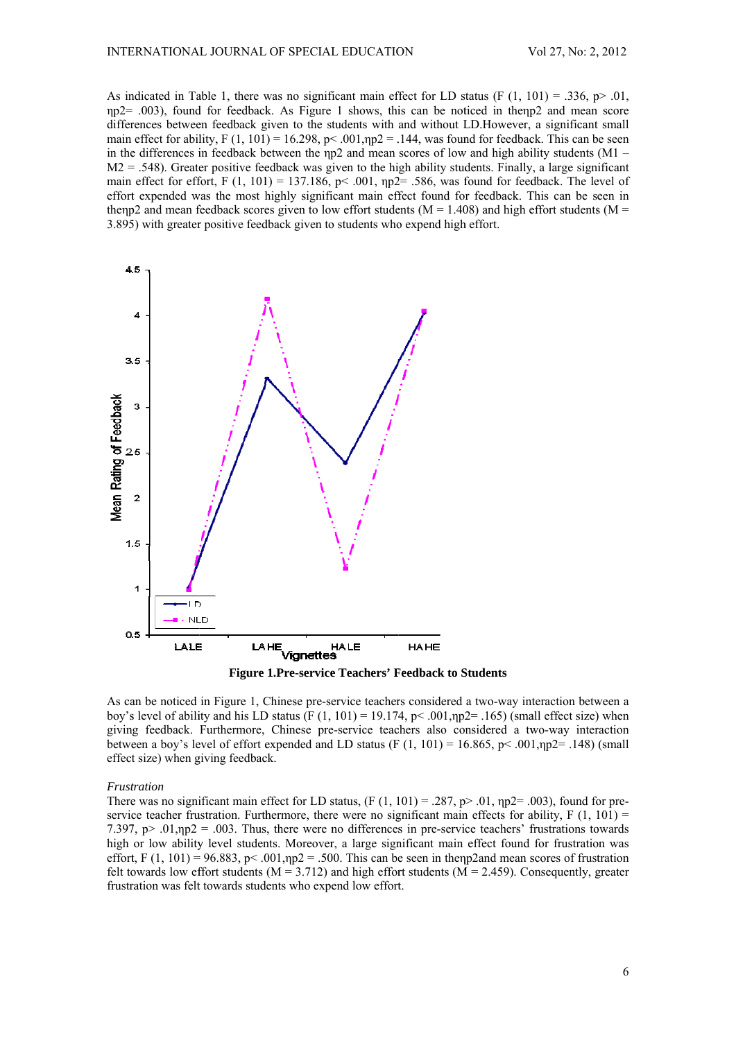As indicated in Table 1, there was no significant main effect for LD status ($F(1, 101) = .336$, $p > .01$, $\eta p2 = .003$), found for feedback. As Figure 1 shows, this can be noticed in the$\eta p2$ and mean score differences between feedback given to the students with and without LD.However, a significant small main effect for ability, $F(1, 101) = 16.298$, $p < .001$,$\eta p2 = .144$, was found for feedback. This can be seen in the differences in feedback between the $\eta p2$ and mean scores of low and high ability students ($M1 - M2 = .548$). Greater positive feedback was given to the high ability students. Finally, a large significant main effect for effort, $F(1, 101) = 137.186$, $p < .001$, $\eta p2 = .586$, was found for feedback. The level of effort expended was the most highly significant main effect found for feedback. This can be seen in the$\eta p2$ and mean feedback scores given to low effort students ($M = 1.408$) and high effort students ($M = 3.895$) with greater positive feedback given to students who expend high effort.

**Figure 1.Pre-service Teachers' Feedback to Students**

As can be noticed in Figure 1, Chinese pre-service teachers considered a two-way interaction between a boy's level of ability and his LD status ($F(1, 101) = 19.174$, $p < .001$,$\eta p2 = .165$) (small effect size) when giving feedback. Furthermore, Chinese pre-service teachers also considered a two-way interaction between a boy's level of effort expended and LD status ($F(1, 101) = 16.865$, $p < .001$,$\eta p2 = .148$) (small effect size) when giving feedback.

*Frustration*

There was no significant main effect for LD status, ($F(1, 101) = .287$, $p > .01$, $\eta p2 = .003$), found for pre-service teacher frustration. Furthermore, there were no significant main effects for ability, $F(1, 101) = 7.397$, $p > .01$,$\eta p2 = .003$. Thus, there were no differences in pre-service teachers' frustrations towards high or low ability level students. Moreover, a large significant main effect found for frustration was effort, $F(1, 101) = 96.883$, $p < .001$,$\eta p2 = .500$. This can be seen in the$\eta p2$and mean scores of frustration felt towards low effort students ($M = 3.712$) and high effort students ($M = 2.459$). Consequently, greater frustration was felt towards students who expend low effort.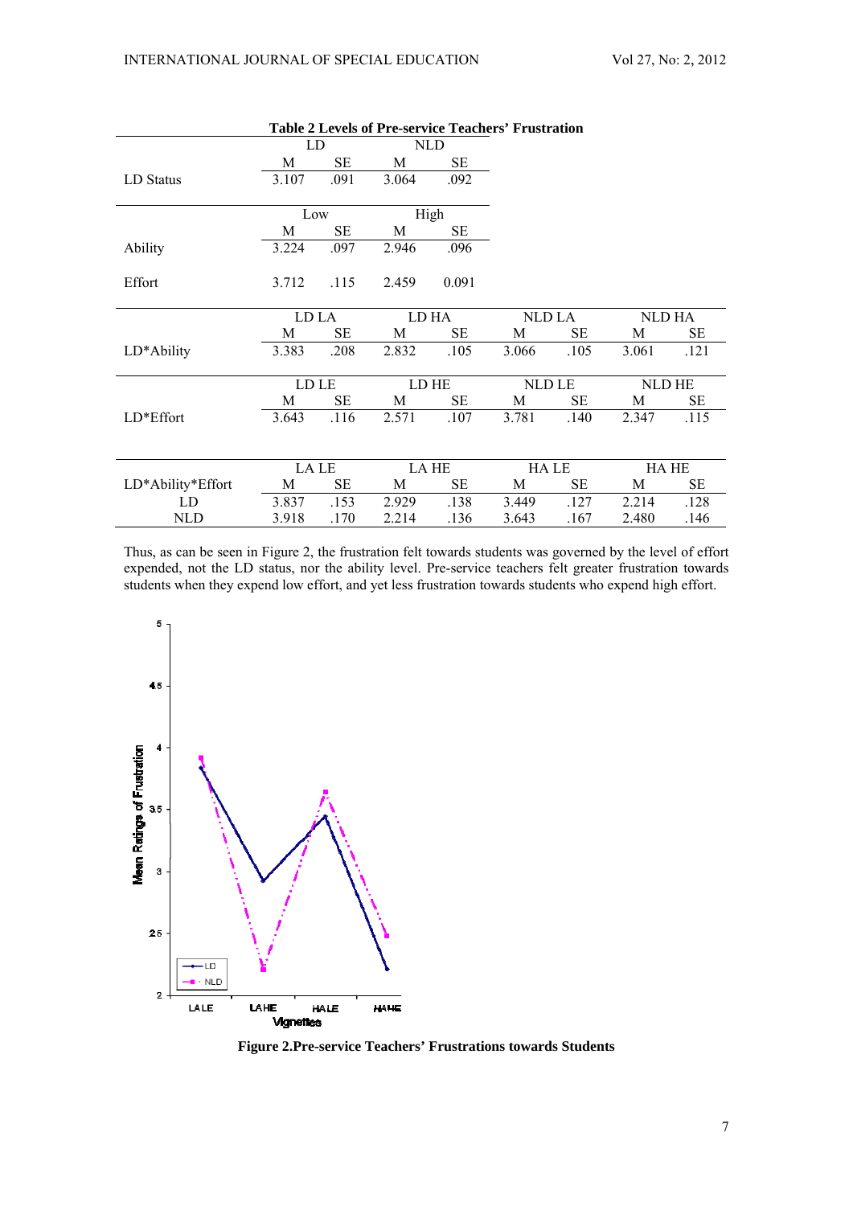**Table 2 Levels of Pre-service Teachers' Frustration**

| | LD | | NLD | | | | | |
|---|---|---|---|---|---|---|---|---|
| | M | SE | M | SE | | | | |
| LD Status | 3.107 | .091 | 3.064 | .092 | | | | |
| | Low | | High | | | | | |
| | M | SE | M | SE | | | | |
| Ability | 3.224 | .097 | 2.946 | .096 | | | | |
| Effort | 3.712 | .115 | 2.459 | 0.091 | | | | |
| | LD LA | | LD HA | | NLD LA | | NLD HA | |
| | M | SE | M | SE | M | SE | M | SE |
| LD*Ability | 3.383 | .208 | 2.832 | .105 | 3.066 | .105 | 3.061 | .121 |
| | LD LE | | LD HE | | NLD LE | | NLD HE | |
| | M | SE | M | SE | M | SE | M | SE |
| LD*Effort | 3.643 | .116 | 2.571 | .107 | 3.781 | .140 | 2.347 | .115 |
| | LA LE | | LA HE | | HA LE | | HA HE | |
| LD*Ability*Effort | M | SE | M | SE | M | SE | M | SE |
| LD | 3.837 | .153 | 2.929 | .138 | 3.449 | .127 | 2.214 | .128 |
| NLD | 3.918 | .170 | 2.214 | .136 | 3.643 | .167 | 2.480 | .146 |

Thus, as can be seen in Figure 2, the frustration felt towards students was governed by the level of effort expended, not the LD status, nor the ability level. Pre-service teachers felt greater frustration towards students when they expend low effort, and yet less frustration towards students who expend high effort.

**Figure 2.Pre-service Teachers' Frustrations towards Students**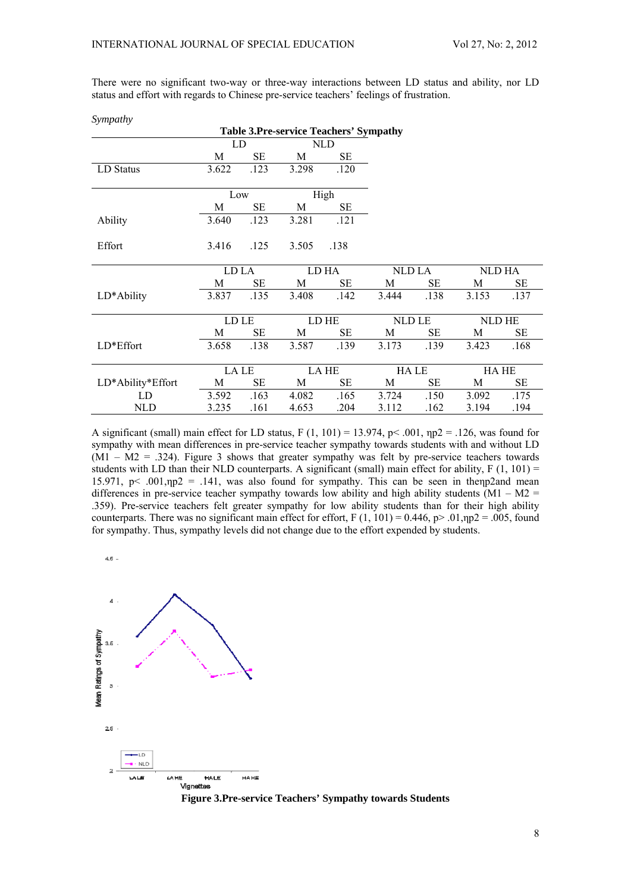There were no significant two-way or three-way interactions between LD status and ability, nor LD status and effort with regards to Chinese pre-service teachers' feelings of frustration.

*Sympathy*

**Table 3.Pre-service Teachers' Sympathy**

| | LD | | NLD | | | | | |
|---|---|---|---|---|---|---|---|---|
| | M | SE | M | SE | | | | |
| LD Status | 3.622 | .123 | 3.298 | .120 | | | | |
| | Low | | High | | | | | |
| | M | SE | M | SE | | | | |
| Ability | 3.640 | .123 | 3.281 | .121 | | | | |
| Effort | 3.416 | .125 | 3.505 | .138 | | | | |
| | LD LA | | LD HA | | NLD LA | | NLD HA | |
| | M | SE | M | SE | M | SE | M | SE |
| LD*Ability | 3.837 | .135 | 3.408 | .142 | 3.444 | .138 | 3.153 | .137 |
| | LD LE | | LD HE | | NLD LE | | NLD HE | |
| | M | SE | M | SE | M | SE | M | SE |
| LD*Effort | 3.658 | .138 | 3.587 | .139 | 3.173 | .139 | 3.423 | .168 |
| | LA LE | | LA HE | | HA LE | | HA HE | |
| LD*Ability*Effort | M | SE | M | SE | M | SE | M | SE |
| LD | 3.592 | .163 | 4.082 | .165 | 3.724 | .150 | 3.092 | .175 |
| NLD | 3.235 | .161 | 4.653 | .204 | 3.112 | .162 | 3.194 | .194 |

A significant (small) main effect for LD status, $F(1, 101) = 13.974$, $p < .001$, $\eta p2 = .126$, was found for sympathy with mean differences in pre-service teacher sympathy towards students with and without LD ($M1 - M2 = .324$). Figure 3 shows that greater sympathy was felt by pre-service teachers towards students with LD than their NLD counterparts. A significant (small) main effect for ability, $F(1, 101) = 15.971$, $p < .001$, $\eta p2 = .141$, was also found for sympathy. This can be seen in the$\eta p2$and mean differences in pre-service teacher sympathy towards low ability and high ability students ($M1 - M2 = .359$). Pre-service teachers felt greater sympathy for low ability students than for their high ability counterparts. There was no significant main effect for effort, $F(1, 101) = 0.446$, $p > .01$, $\eta p2 = .005$, found for sympathy. Thus, sympathy levels did not change due to the effort expended by students.

**Figure 3.Pre-service Teachers' Sympathy towards Students**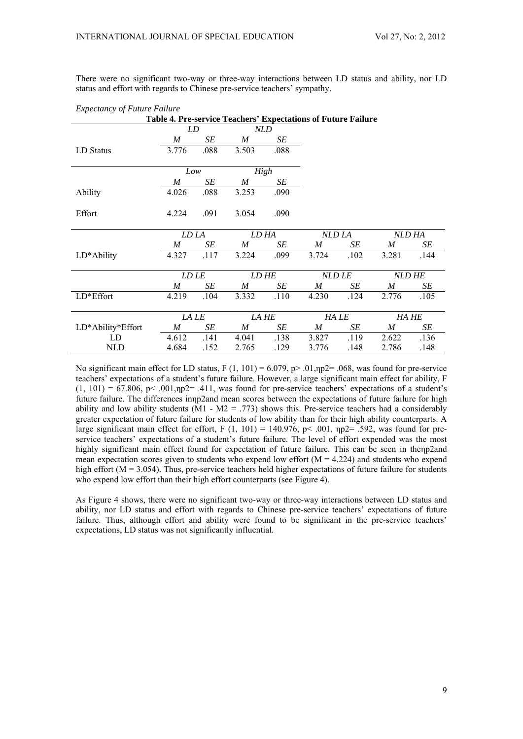There were no significant two-way or three-way interactions between LD status and ability, nor LD status and effort with regards to Chinese pre-service teachers' sympathy.

*Expectancy of Future Failure*

**Table 4. Pre-service Teachers' Expectations of Future Failure**

| | *LD* | | *NLD* | | | | | |
|---|---|---|---|---|---|---|---|---|
| | *M* | *SE* | *M* | *SE* | | | | |
| LD Status | 3.776 | .088 | 3.503 | .088 | | | | |
| | *Low* | | *High* | | | | | |
| | *M* | *SE* | *M* | *SE* | | | | |
| Ability | 4.026 | .088 | 3.253 | .090 | | | | |
| Effort | 4.224 | .091 | 3.054 | .090 | | | | |
| | *LD LA* | | *LD HA* | | *NLD LA* | | *NLD HA* | |
| | *M* | *SE* | *M* | *SE* | *M* | *SE* | *M* | *SE* |
| LD*Ability | 4.327 | .117 | 3.224 | .099 | 3.724 | .102 | 3.281 | .144 |
| | *LD LE* | | *LD HE* | | *NLD LE* | | *NLD HE* | |
| | *M* | *SE* | *M* | *SE* | *M* | *SE* | *M* | *SE* |
| LD*Effort | 4.219 | .104 | 3.332 | .110 | 4.230 | .124 | 2.776 | .105 |
| | *LA LE* | | *LA HE* | | *HA LE* | | *HA HE* | |
| LD*Ability*Effort | *M* | *SE* | *M* | *SE* | *M* | *SE* | *M* | *SE* |
| LD | 4.612 | .141 | 4.041 | .138 | 3.827 | .119 | 2.622 | .136 |
| NLD | 4.684 | .152 | 2.765 | .129 | 3.776 | .148 | 2.786 | .148 |

No significant main effect for LD status, $F(1, 101) = 6.079$, $p > .01$, $\eta p2 = .068$, was found for pre-service teachers' expectations of a student's future failure. However, a large significant main effect for ability, $F(1, 101) = 67.806$, $p < .001$, $\eta p2 = .411$, was found for pre-service teachers' expectations of a student's future failure. The differences in$\eta p2$and mean scores between the expectations of future failure for high ability and low ability students ($M1 - M2 = .773$) shows this. Pre-service teachers had a considerably greater expectation of future failure for students of low ability than for their high ability counterparts. A large significant main effect for effort, $F(1, 101) = 140.976$, $p < .001$, $\eta p2 = .592$, was found for pre-service teachers' expectations of a student's future failure. The level of effort expended was the most highly significant main effect found for expectation of future failure. This can be seen in the$\eta p2$and mean expectation scores given to students who expend low effort ($M = 4.224$) and students who expend high effort ($M = 3.054$). Thus, pre-service teachers held higher expectations of future failure for students who expend low effort than their high effort counterparts (see Figure 4).

As Figure 4 shows, there were no significant two-way or three-way interactions between LD status and ability, nor LD status and effort with regards to Chinese pre-service teachers' expectations of future failure. Thus, although effort and ability were found to be significant in the pre-service teachers' expectations, LD status was not significantly influential.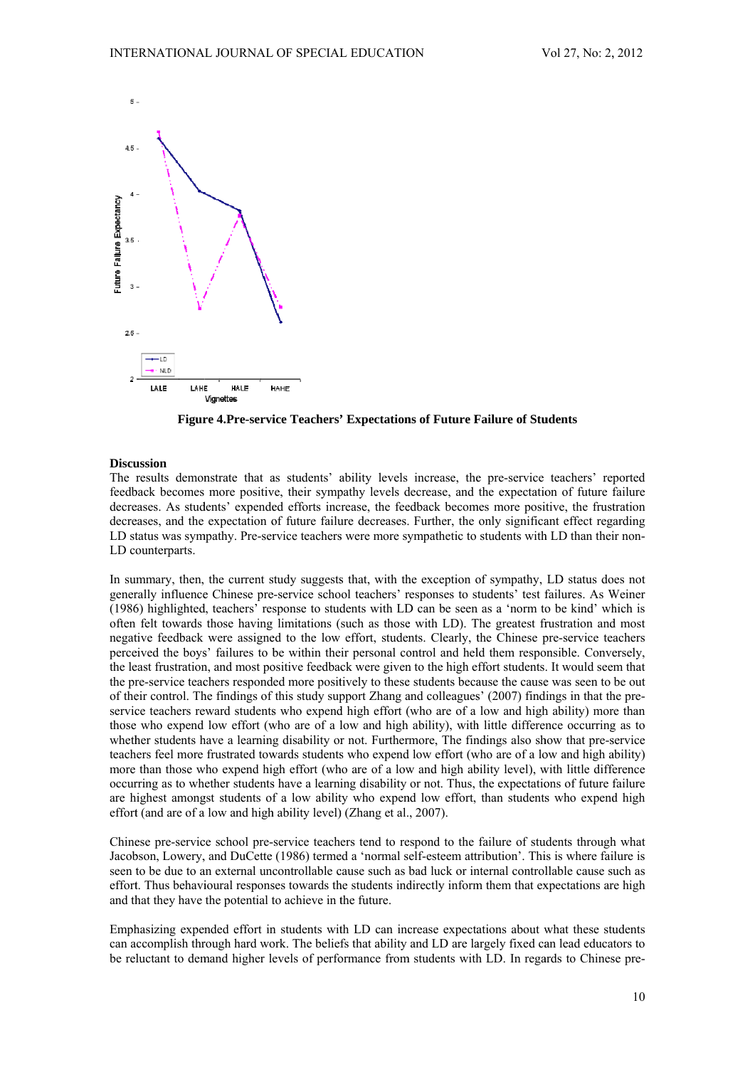**Figure 4.Pre-service Teachers' Expectations of Future Failure of Students**

**Discussion**

The results demonstrate that as students' ability levels increase, the pre-service teachers' reported feedback becomes more positive, their sympathy levels decrease, and the expectation of future failure decreases. As students' expended efforts increase, the feedback becomes more positive, the frustration decreases, and the expectation of future failure decreases. Further, the only significant effect regarding LD status was sympathy. Pre-service teachers were more sympathetic to students with LD than their non-LD counterparts.

In summary, then, the current study suggests that, with the exception of sympathy, LD status does not generally influence Chinese pre-service school teachers' responses to students' test failures. As Weiner (1986) highlighted, teachers' response to students with LD can be seen as a 'norm to be kind' which is often felt towards those having limitations (such as those with LD). The greatest frustration and most negative feedback were assigned to the low effort, students. Clearly, the Chinese pre-service teachers perceived the boys' failures to be within their personal control and held them responsible. Conversely, the least frustration, and most positive feedback were given to the high effort students. It would seem that the pre-service teachers responded more positively to these students because the cause was seen to be out of their control. The findings of this study support Zhang and colleagues' (2007) findings in that the pre-service teachers reward students who expend high effort (who are of a low and high ability) more than those who expend low effort (who are of a low and high ability), with little difference occurring as to whether students have a learning disability or not. Furthermore, The findings also show that pre-service teachers feel more frustrated towards students who expend low effort (who are of a low and high ability) more than those who expend high effort (who are of a low and high ability level), with little difference occurring as to whether students have a learning disability or not. Thus, the expectations of future failure are highest amongst students of a low ability who expend low effort, than students who expend high effort (and are of a low and high ability level) (Zhang et al., 2007).

Chinese pre-service school pre-service teachers tend to respond to the failure of students through what Jacobson, Lowery, and DuCette (1986) termed a 'normal self-esteem attribution'. This is where failure is seen to be due to an external uncontrollable cause such as bad luck or internal controllable cause such as effort. Thus behavioural responses towards the students indirectly inform them that expectations are high and that they have the potential to achieve in the future.

Emphasizing expended effort in students with LD can increase expectations about what these students can accomplish through hard work. The beliefs that ability and LD are largely fixed can lead educators to be reluctant to demand higher levels of performance from students with LD. In regards to Chinese pre-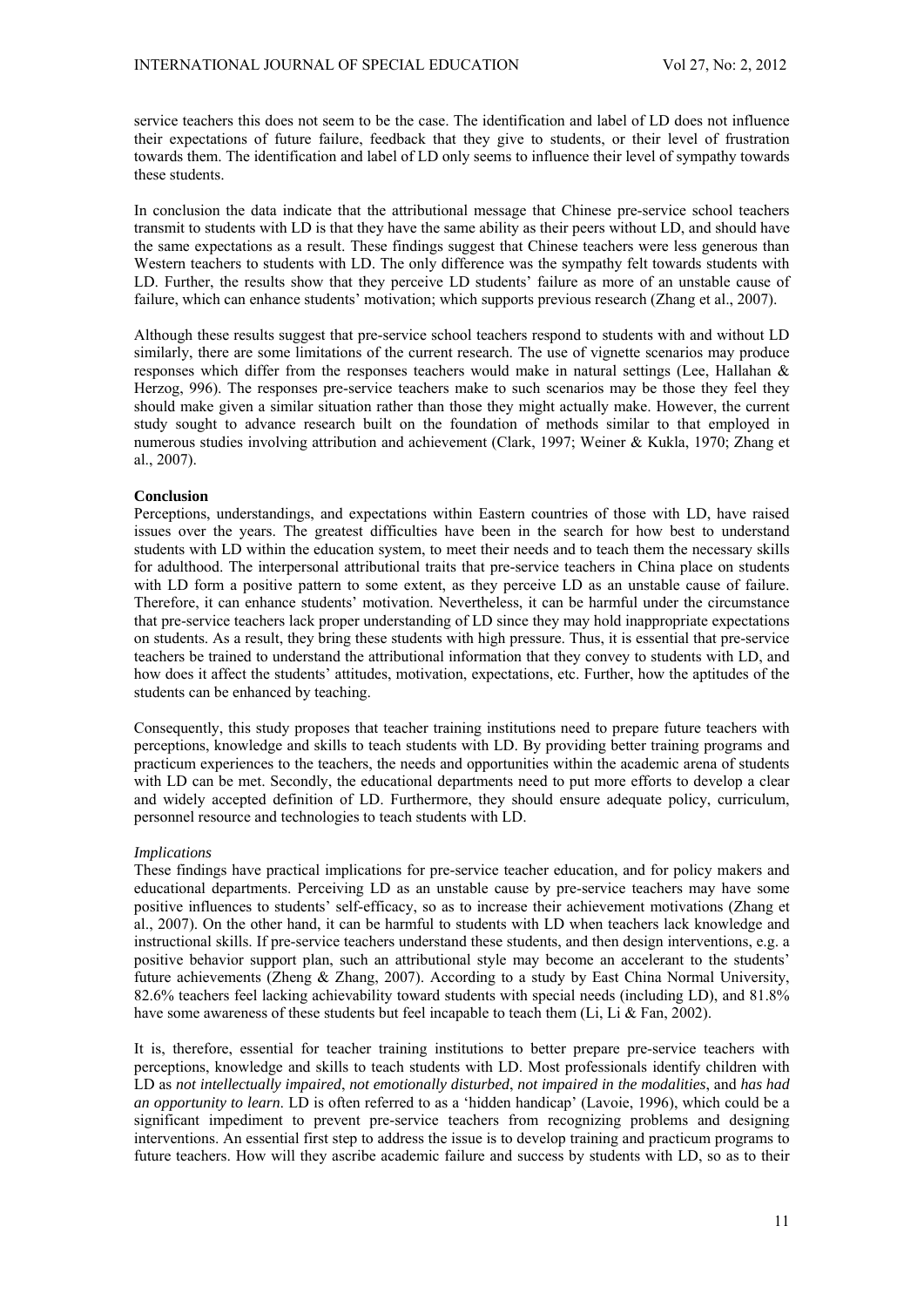service teachers this does not seem to be the case. The identification and label of LD does not influence their expectations of future failure, feedback that they give to students, or their level of frustration towards them. The identification and label of LD only seems to influence their level of sympathy towards these students.

In conclusion the data indicate that the attributional message that Chinese pre-service school teachers transmit to students with LD is that they have the same ability as their peers without LD, and should have the same expectations as a result. These findings suggest that Chinese teachers were less generous than Western teachers to students with LD. The only difference was the sympathy felt towards students with LD. Further, the results show that they perceive LD students' failure as more of an unstable cause of failure, which can enhance students' motivation; which supports previous research (Zhang et al., 2007).

Although these results suggest that pre-service school teachers respond to students with and without LD similarly, there are some limitations of the current research. The use of vignette scenarios may produce responses which differ from the responses teachers would make in natural settings (Lee, Hallahan & Herzog, 996). The responses pre-service teachers make to such scenarios may be those they feel they should make given a similar situation rather than those they might actually make. However, the current study sought to advance research built on the foundation of methods similar to that employed in numerous studies involving attribution and achievement (Clark, 1997; Weiner & Kukla, 1970; Zhang et al., 2007).

**Conclusion**

Perceptions, understandings, and expectations within Eastern countries of those with LD, have raised issues over the years. The greatest difficulties have been in the search for how best to understand students with LD within the education system, to meet their needs and to teach them the necessary skills for adulthood. The interpersonal attributional traits that pre-service teachers in China place on students with LD form a positive pattern to some extent, as they perceive LD as an unstable cause of failure. Therefore, it can enhance students' motivation. Nevertheless, it can be harmful under the circumstance that pre-service teachers lack proper understanding of LD since they may hold inappropriate expectations on students. As a result, they bring these students with high pressure. Thus, it is essential that pre-service teachers be trained to understand the attributional information that they convey to students with LD, and how does it affect the students' attitudes, motivation, expectations, etc. Further, how the aptitudes of the students can be enhanced by teaching.

Consequently, this study proposes that teacher training institutions need to prepare future teachers with perceptions, knowledge and skills to teach students with LD. By providing better training programs and practicum experiences to the teachers, the needs and opportunities within the academic arena of students with LD can be met. Secondly, the educational departments need to put more efforts to develop a clear and widely accepted definition of LD. Furthermore, they should ensure adequate policy, curriculum, personnel resource and technologies to teach students with LD.

*Implications*

These findings have practical implications for pre-service teacher education, and for policy makers and educational departments. Perceiving LD as an unstable cause by pre-service teachers may have some positive influences to students' self-efficacy, so as to increase their achievement motivations (Zhang et al., 2007). On the other hand, it can be harmful to students with LD when teachers lack knowledge and instructional skills. If pre-service teachers understand these students, and then design interventions, e.g. a positive behavior support plan, such an attributional style may become an accelerant to the students' future achievements (Zheng & Zhang, 2007). According to a study by East China Normal University, 82.6% teachers feel lacking achievability toward students with special needs (including LD), and 81.8% have some awareness of these students but feel incapable to teach them (Li, Li & Fan, 2002).

It is, therefore, essential for teacher training institutions to better prepare pre-service teachers with perceptions, knowledge and skills to teach students with LD. Most professionals identify children with LD as *not intellectually impaired*, *not emotionally disturbed*, *not impaired in the modalities*, and *has had an opportunity to learn*. LD is often referred to as a 'hidden handicap' (Lavoie, 1996), which could be a significant impediment to prevent pre-service teachers from recognizing problems and designing interventions. An essential first step to address the issue is to develop training and practicum programs to future teachers. How will they ascribe academic failure and success by students with LD, so as to their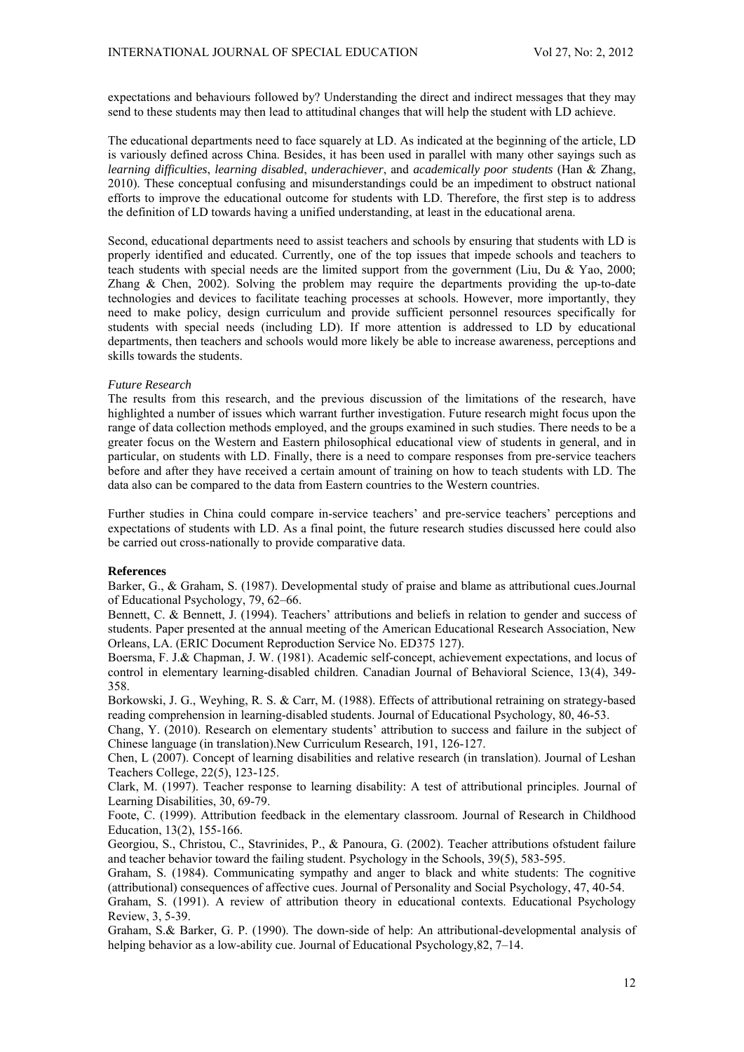expectations and behaviours followed by? Understanding the direct and indirect messages that they may send to these students may then lead to attitudinal changes that will help the student with LD achieve.

The educational departments need to face squarely at LD. As indicated at the beginning of the article, LD is variously defined across China. Besides, it has been used in parallel with many other sayings such as *learning difficulties*, *learning disabled*, *underachiever*, and *academically poor students* (Han & Zhang, 2010). These conceptual confusing and misunderstandings could be an impediment to obstruct national efforts to improve the educational outcome for students with LD. Therefore, the first step is to address the definition of LD towards having a unified understanding, at least in the educational arena.

Second, educational departments need to assist teachers and schools by ensuring that students with LD is properly identified and educated. Currently, one of the top issues that impede schools and teachers to teach students with special needs are the limited support from the government (Liu, Du & Yao, 2000; Zhang & Chen, 2002). Solving the problem may require the departments providing the up-to-date technologies and devices to facilitate teaching processes at schools. However, more importantly, they need to make policy, design curriculum and provide sufficient personnel resources specifically for students with special needs (including LD). If more attention is addressed to LD by educational departments, then teachers and schools would more likely be able to increase awareness, perceptions and skills towards the students.

*Future Research*

The results from this research, and the previous discussion of the limitations of the research, have highlighted a number of issues which warrant further investigation. Future research might focus upon the range of data collection methods employed, and the groups examined in such studies. There needs to be a greater focus on the Western and Eastern philosophical educational view of students in general, and in particular, on students with LD. Finally, there is a need to compare responses from pre-service teachers before and after they have received a certain amount of training on how to teach students with LD. The data also can be compared to the data from Eastern countries to the Western countries.

Further studies in China could compare in-service teachers' and pre-service teachers' perceptions and expectations of students with LD. As a final point, the future research studies discussed here could also be carried out cross-nationally to provide comparative data.

**References**

Barker, G., & Graham, S. (1987). Developmental study of praise and blame as attributional cues.Journal of Educational Psychology, 79, 62–66.

Bennett, C. & Bennett, J. (1994). Teachers' attributions and beliefs in relation to gender and success of students. Paper presented at the annual meeting of the American Educational Research Association, New Orleans, LA. (ERIC Document Reproduction Service No. ED375 127).

Boersma, F. J.& Chapman, J. W. (1981). Academic self-concept, achievement expectations, and locus of control in elementary learning-disabled children. Canadian Journal of Behavioral Science, 13(4), 349-358.

Borkowski, J. G., Weyhing, R. S. & Carr, M. (1988). Effects of attributional retraining on strategy-based reading comprehension in learning-disabled students. Journal of Educational Psychology, 80, 46-53.

Chang, Y. (2010). Research on elementary students' attribution to success and failure in the subject of Chinese language (in translation).New Curriculum Research, 191, 126-127.

Chen, L (2007). Concept of learning disabilities and relative research (in translation). Journal of Leshan Teachers College, 22(5), 123-125.

Clark, M. (1997). Teacher response to learning disability: A test of attributional principles. Journal of Learning Disabilities, 30, 69-79.

Foote, C. (1999). Attribution feedback in the elementary classroom. Journal of Research in Childhood Education, 13(2), 155-166.

Georgiou, S., Christou, C., Stavrinides, P., & Panoura, G. (2002). Teacher attributions ofstudent failure and teacher behavior toward the failing student. Psychology in the Schools, 39(5), 583-595.

Graham, S. (1984). Communicating sympathy and anger to black and white students: The cognitive (attributional) consequences of affective cues. Journal of Personality and Social Psychology, 47, 40-54.

Graham, S. (1991). A review of attribution theory in educational contexts. Educational Psychology Review, 3, 5-39.

Graham, S.& Barker, G. P. (1990). The down-side of help: An attributional-developmental analysis of helping behavior as a low-ability cue. Journal of Educational Psychology,82, 7–14.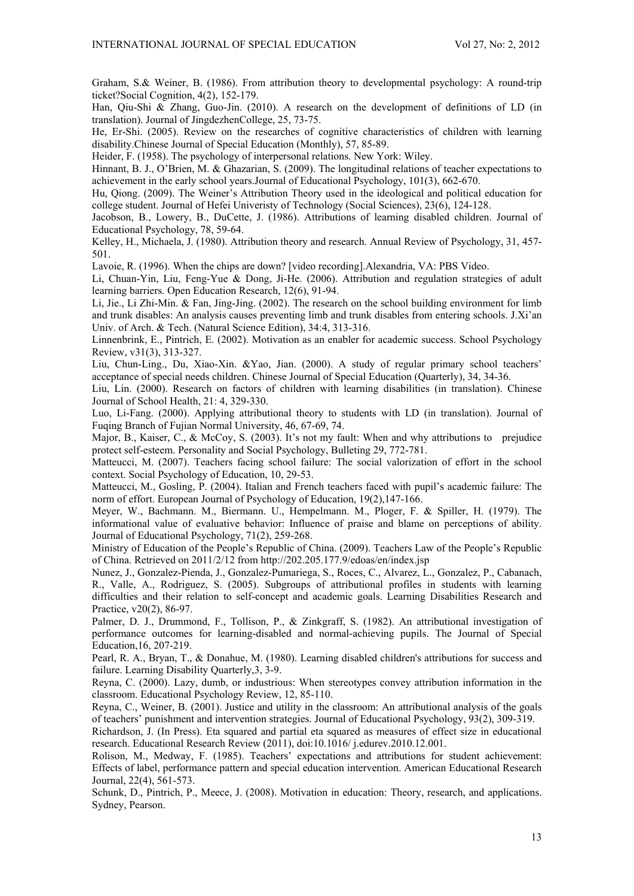Graham, S.& Weiner, B. (1986). From attribution theory to developmental psychology: A round-trip ticket?Social Cognition, 4(2), 152-179.

Han, Qiu-Shi & Zhang, Guo-Jin. (2010). A research on the development of definitions of LD (in translation). Journal of JingdezhenCollege, 25, 73-75.

He, Er-Shi. (2005). Review on the researches of cognitive characteristics of children with learning disability.Chinese Journal of Special Education (Monthly), 57, 85-89.

Heider, F. (1958). The psychology of interpersonal relations. New York: Wiley.

Hinnant, B. J., O'Brien, M. & Ghazarian, S. (2009). The longitudinal relations of teacher expectations to achievement in the early school years.Journal of Educational Psychology, 101(3), 662-670.

Hu, Qiong. (2009). The Weiner's Attribution Theory used in the ideological and political education for college student. Journal of Hefei Univeristy of Technology (Social Sciences), 23(6), 124-128.

Jacobson, B., Lowery, B., DuCette, J. (1986). Attributions of learning disabled children. Journal of Educational Psychology, 78, 59-64.

Kelley, H., Michaela, J. (1980). Attribution theory and research. Annual Review of Psychology, 31, 457-501.

Lavoie, R. (1996). When the chips are down? [video recording].Alexandria, VA: PBS Video.

Li, Chuan-Yin, Liu, Feng-Yue & Dong, Ji-He. (2006). Attribution and regulation strategies of adult learning barriers. Open Education Research, 12(6), 91-94.

Li, Jie., Li Zhi-Min. & Fan, Jing-Jing. (2002). The research on the school building environment for limb and trunk disables: An analysis causes preventing limb and trunk disables from entering schools. J.Xi'an Univ. of Arch. & Tech. (Natural Science Edition), 34:4, 313-316.

Linnenbrink, E., Pintrich, E. (2002). Motivation as an enabler for academic success. School Psychology Review, v31(3), 313-327.

Liu, Chun-Ling., Du, Xiao-Xin. &Yao, Jian. (2000). A study of regular primary school teachers' acceptance of special needs children. Chinese Journal of Special Education (Quarterly), 34, 34-36.

Liu, Lin. (2000). Research on factors of children with learning disabilities (in translation). Chinese Journal of School Health, 21: 4, 329-330.

Luo, Li-Fang. (2000). Applying attributional theory to students with LD (in translation). Journal of Fuqing Branch of Fujian Normal University, 46, 67-69, 74.

Major, B., Kaiser, C., & McCoy, S. (2003). It's not my fault: When and why attributions to prejudice protect self-esteem. Personality and Social Psychology, Bulleting 29, 772-781.

Matteucci, M. (2007). Teachers facing school failure: The social valorization of effort in the school context. Social Psychology of Education, 10, 29-53.

Matteucci, M., Gosling, P. (2004). Italian and French teachers faced with pupil's academic failure: The norm of effort. European Journal of Psychology of Education, 19(2),147-166.

Meyer, W., Bachmann. M., Biermann. U., Hempelmann. M., Ploger, F. & Spiller, H. (1979). The informational value of evaluative behavior: Influence of praise and blame on perceptions of ability. Journal of Educational Psychology, 71(2), 259-268.

Ministry of Education of the People's Republic of China. (2009). Teachers Law of the People's Republic of China. Retrieved on 2011/2/12 from http://202.205.177.9/edoas/en/index.jsp

Nunez, J., Gonzalez-Pienda, J., Gonzalez-Pumariega, S., Roces, C., Alvarez, L., Gonzalez, P., Cabanach, R., Valle, A., Rodriguez, S. (2005). Subgroups of attributional profiles in students with learning difficulties and their relation to self-concept and academic goals. Learning Disabilities Research and Practice, v20(2), 86-97.

Palmer, D. J., Drummond, F., Tollison, P., & Zinkgraff, S. (1982). An attributional investigation of performance outcomes for learning-disabled and normal-achieving pupils. The Journal of Special Education,16, 207-219.

Pearl, R. A., Bryan, T., & Donahue, M. (1980). Learning disabled children's attributions for success and failure. Learning Disability Quarterly,3, 3-9.

Reyna, C. (2000). Lazy, dumb, or industrious: When stereotypes convey attribution information in the classroom. Educational Psychology Review, 12, 85-110.

Reyna, C., Weiner, B. (2001). Justice and utility in the classroom: An attributional analysis of the goals of teachers' punishment and intervention strategies. Journal of Educational Psychology, 93(2), 309-319.

Richardson, J. (In Press). Eta squared and partial eta squared as measures of effect size in educational research. Educational Research Review (2011), doi:10.1016/ j.edurev.2010.12.001.

Rolison, M., Medway, F. (1985). Teachers' expectations and attributions for student achievement: Effects of label, performance pattern and special education intervention. American Educational Research Journal, 22(4), 561-573.

Schunk, D., Pintrich, P., Meece, J. (2008). Motivation in education: Theory, research, and applications. Sydney, Pearson.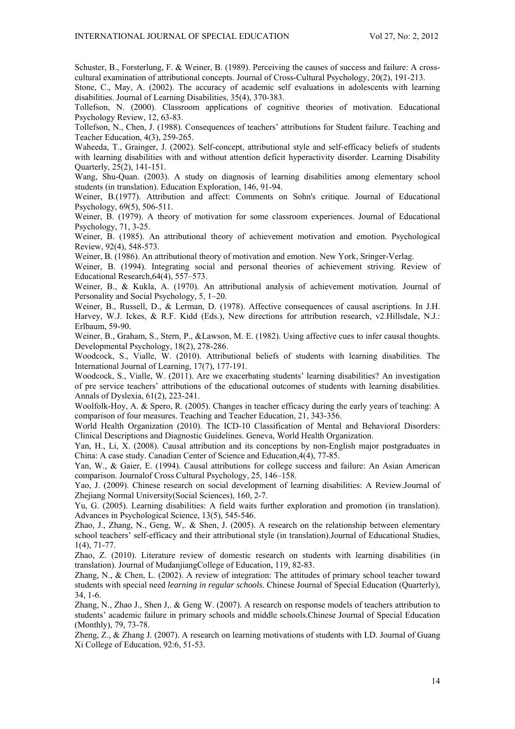Schuster, B., Forsterlung, F. & Weiner, B. (1989). Perceiving the causes of success and failure: A cross-cultural examination of attributional concepts. Journal of Cross-Cultural Psychology, 20(2), 191-213.

Stone, C., May, A. (2002). The accuracy of academic self evaluations in adolescents with learning disabilities. Journal of Learning Disabilities, 35(4), 370-383.

Tollefson, N. (2000). Classroom applications of cognitive theories of motivation. Educational Psychology Review, 12, 63-83.

Tollefson, N., Chen, J. (1988). Consequences of teachers' attributions for Student failure. Teaching and Teacher Education, 4(3), 259-265.

Waheeda, T., Grainger, J. (2002). Self-concept, attributional style and self-efficacy beliefs of students with learning disabilities with and without attention deficit hyperactivity disorder. Learning Disability Quarterly, 25(2), 141-151.

Wang, Shu-Quan. (2003). A study on diagnosis of learning disabilities among elementary school students (in translation). Education Exploration, 146, 91-94.

Weiner, B.(1977). Attribution and affect: Comments on Sohn's critique. Journal of Educational Psychology, 69(5), 506-511.

Weiner, B. (1979). A theory of motivation for some classroom experiences. Journal of Educational Psychology, 71, 3-25.

Weiner, B. (1985). An attributional theory of achievement motivation and emotion. Psychological Review, 92(4), 548-573.

Weiner, B. (1986). An attributional theory of motivation and emotion. New York, Sringer-Verlag.

Weiner, B. (1994). Integrating social and personal theories of achievement striving. Review of Educational Research,64(4), 557–573.

Weiner, B., & Kukla, A. (1970). An attributional analysis of achievement motivation. Journal of Personality and Social Psychology, 5, 1–20.

Weiner, B., Russell, D., & Lerman, D. (1978). Affective consequences of causal ascriptions. In J.H. Harvey, W.J. Ickes, & R.F. Kidd (Eds.), New directions for attribution research, v2.Hillsdale, N.J.: Erlbaum, 59-90.

Weiner, B., Graham, S., Stern, P., &Lawson, M. E. (1982). Using affective cues to infer causal thoughts. Developmental Psychology, 18(2), 278-286.

Woodcock, S., Vialle, W. (2010). Attributional beliefs of students with learning disabilities. The International Journal of Learning, 17(7), 177-191.

Woodcock, S., Vialle, W. (2011). Are we exacerbating students' learning disabilities? An investigation of pre service teachers' attributions of the educational outcomes of students with learning disabilities. Annals of Dyslexia, 61(2), 223-241.

Woolfolk-Hoy, A. & Spero, R. (2005). Changes in teacher efficacy during the early years of teaching: A comparison of four measures. Teaching and Teacher Education, 21, 343-356.

World Health Organization (2010). The ICD-10 Classification of Mental and Behavioral Disorders: Clinical Descriptions and Diagnostic Guidelines. Geneva, World Health Organization.

Yan, H., Li, X. (2008). Causal attribution and its conceptions by non-English major postgraduates in China: A case study. Canadian Center of Science and Education,4(4), 77-85.

Yan, W., & Gaier, E. (1994). Causal attributions for college success and failure: An Asian American comparison. Journalof Cross Cultural Psychology, 25, 146–158.

Yao, J. (2009). Chinese research on social development of learning disabilities: A Review.Journal of Zhejiang Normal University(Social Sciences), 160, 2-7.

Yu, G. (2005). Learning disabilities: A field waits further exploration and promotion (in translation). Advances in Psychological Science, 13(5), 545-546.

Zhao, J., Zhang, N., Geng, W,. & Shen, J. (2005). A research on the relationship between elementary school teachers' self-efficacy and their attributional style (in translation).Journal of Educational Studies, 1(4), 71-77.

Zhao, Z. (2010). Literature review of domestic research on students with learning disabilities (in translation). Journal of MudanjiangCollege of Education, 119, 82-83.

Zhang, N., & Chen, L. (2002). A review of integration: The attitudes of primary school teacher toward students with special need *learning in regular schools*. Chinese Journal of Special Education (Quarterly), 34, 1-6.

Zhang, N., Zhao J., Shen J,. & Geng W. (2007). A research on response models of teachers attribution to students' academic failure in primary schools and middle schools.Chinese Journal of Special Education (Monthly), 79, 73-78.

Zheng, Z., & Zhang J. (2007). A research on learning motivations of students with LD. Journal of Guang Xi College of Education, 92:6, 51-53.